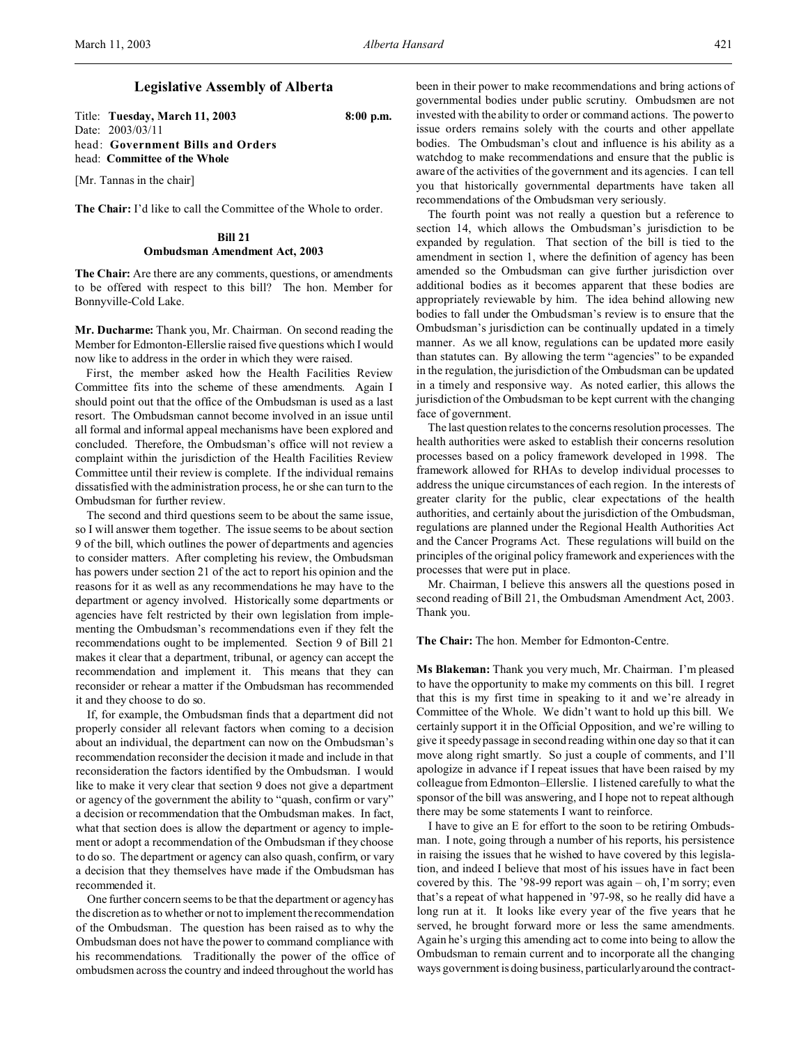# Legislative Assembly of Alberta

Title: **Tuesday, March 11, 2003** **8:00 p.m.**
Date: 2003/03/11
head: **Government Bills and Orders**
head: **Committee of the Whole**

[Mr. Tannas in the chair]

**The Chair:** I'd like to call the Committee of the Whole to order.

## Bill 21
## Ombudsman Amendment Act, 2003

**The Chair:** Are there are any comments, questions, or amendments to be offered with respect to this bill? The hon. Member for Bonnyville-Cold Lake.

**Mr. Ducharme:** Thank you, Mr. Chairman. On second reading the Member for Edmonton-Ellerslie raised five questions which I would now like to address in the order in which they were raised.

First, the member asked how the Health Facilities Review Committee fits into the scheme of these amendments. Again I should point out that the office of the Ombudsman is used as a last resort. The Ombudsman cannot become involved in an issue until all formal and informal appeal mechanisms have been explored and concluded. Therefore, the Ombudsman's office will not review a complaint within the jurisdiction of the Health Facilities Review Committee until their review is complete. If the individual remains dissatisfied with the administration process, he or she can turn to the Ombudsman for further review.

The second and third questions seem to be about the same issue, so I will answer them together. The issue seems to be about section 9 of the bill, which outlines the power of departments and agencies to consider matters. After completing his review, the Ombudsman has powers under section 21 of the act to report his opinion and the reasons for it as well as any recommendations he may have to the department or agency involved. Historically some departments or agencies have felt restricted by their own legislation from implementing the Ombudsman's recommendations even if they felt the recommendations ought to be implemented. Section 9 of Bill 21 makes it clear that a department, tribunal, or agency can accept the recommendation and implement it. This means that they can reconsider or rehear a matter if the Ombudsman has recommended it and they choose to do so.

If, for example, the Ombudsman finds that a department did not properly consider all relevant factors when coming to a decision about an individual, the department can now on the Ombudsman's recommendation reconsider the decision it made and include in that reconsideration the factors identified by the Ombudsman. I would like to make it very clear that section 9 does not give a department or agency of the government the ability to "quash, confirm or vary" a decision or recommendation that the Ombudsman makes. In fact, what that section does is allow the department or agency to implement or adopt a recommendation of the Ombudsman if they choose to do so. The department or agency can also quash, confirm, or vary a decision that they themselves have made if the Ombudsman has recommended it.

One further concern seems to be that the department or agency has the discretion as to whether or not to implement the recommendation of the Ombudsman. The question has been raised as to why the Ombudsman does not have the power to command compliance with his recommendations. Traditionally the power of the office of ombudsmen across the country and indeed throughout the world has been in their power to make recommendations and bring actions of governmental bodies under public scrutiny. Ombudsmen are not invested with the ability to order or command actions. The power to issue orders remains solely with the courts and other appellate bodies. The Ombudsman's clout and influence is his ability as a watchdog to make recommendations and ensure that the public is aware of the activities of the government and its agencies. I can tell you that historically governmental departments have taken all recommendations of the Ombudsman very seriously.

The fourth point was not really a question but a reference to section 14, which allows the Ombudsman's jurisdiction to be expanded by regulation. That section of the bill is tied to the amendment in section 1, where the definition of agency has been amended so the Ombudsman can give further jurisdiction over additional bodies as it becomes apparent that these bodies are appropriately reviewable by him. The idea behind allowing new bodies to fall under the Ombudsman's review is to ensure that the Ombudsman's jurisdiction can be continually updated in a timely manner. As we all know, regulations can be updated more easily than statutes can. By allowing the term "agencies" to be expanded in the regulation, the jurisdiction of the Ombudsman can be updated in a timely and responsive way. As noted earlier, this allows the jurisdiction of the Ombudsman to be kept current with the changing face of government.

The last question relates to the concerns resolution processes. The health authorities were asked to establish their concerns resolution processes based on a policy framework developed in 1998. The framework allowed for RHAs to develop individual processes to address the unique circumstances of each region. In the interests of greater clarity for the public, clear expectations of the health authorities, and certainly about the jurisdiction of the Ombudsman, regulations are planned under the Regional Health Authorities Act and the Cancer Programs Act. These regulations will build on the principles of the original policy framework and experiences with the processes that were put in place.

Mr. Chairman, I believe this answers all the questions posed in second reading of Bill 21, the Ombudsman Amendment Act, 2003. Thank you.

**The Chair:** The hon. Member for Edmonton-Centre.

**Ms Blakeman:** Thank you very much, Mr. Chairman. I'm pleased to have the opportunity to make my comments on this bill. I regret that this is my first time in speaking to it and we're already in Committee of the Whole. We didn't want to hold up this bill. We certainly support it in the Official Opposition, and we're willing to give it speedy passage in second reading within one day so that it can move along right smartly. So just a couple of comments, and I'll apologize in advance if I repeat issues that have been raised by my colleague from Edmonton–Ellerslie. I listened carefully to what the sponsor of the bill was answering, and I hope not to repeat although there may be some statements I want to reinforce.

I have to give an E for effort to the soon to be retiring Ombudsman. I note, going through a number of his reports, his persistence in raising the issues that he wished to have covered by this legislation, and indeed I believe that most of his issues have in fact been covered by this. The '98-99 report was again – oh, I'm sorry; even that's a repeat of what happened in '97-98, so he really did have a long run at it. It looks like every year of the five years that he served, he brought forward more or less the same amendments. Again he's urging this amending act to come into being to allow the Ombudsman to remain current and to incorporate all the changing ways government is doing business, particularly around the contract-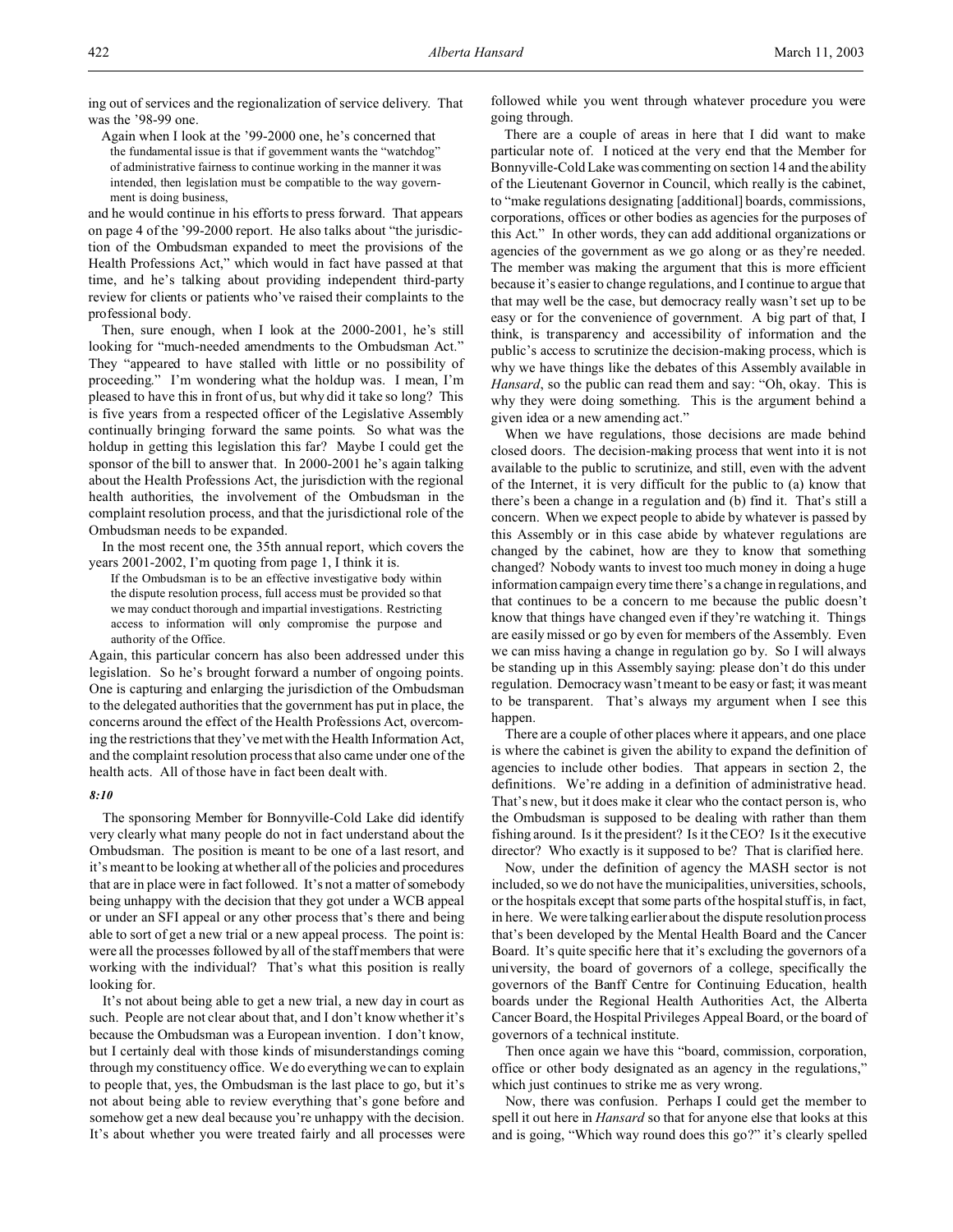ing out of services and the regionalization of service delivery. That was the '98-99 one.

Again when I look at the '99-2000 one, he's concerned that

> the fundamental issue is that if government wants the "watchdog" of administrative fairness to continue working in the manner it was intended, then legislation must be compatible to the way government is doing business,

and he would continue in his efforts to press forward. That appears on page 4 of the '99-2000 report. He also talks about "the jurisdiction of the Ombudsman expanded to meet the provisions of the Health Professions Act," which would in fact have passed at that time, and he's talking about providing independent third-party review for clients or patients who've raised their complaints to the professional body.

Then, sure enough, when I look at the 2000-2001, he's still looking for "much-needed amendments to the Ombudsman Act." They "appeared to have stalled with little or no possibility of proceeding." I'm wondering what the holdup was. I mean, I'm pleased to have this in front of us, but why did it take so long? This is five years from a respected officer of the Legislative Assembly continually bringing forward the same points. So what was the holdup in getting this legislation this far? Maybe I could get the sponsor of the bill to answer that. In 2000-2001 he's again talking about the Health Professions Act, the jurisdiction with the regional health authorities, the involvement of the Ombudsman in the complaint resolution process, and that the jurisdictional role of the Ombudsman needs to be expanded.

In the most recent one, the 35th annual report, which covers the years 2001-2002, I'm quoting from page 1, I think it is.

> If the Ombudsman is to be an effective investigative body within the dispute resolution process, full access must be provided so that we may conduct thorough and impartial investigations. Restricting access to information will only compromise the purpose and authority of the Office.

Again, this particular concern has also been addressed under this legislation. So he's brought forward a number of ongoing points. One is capturing and enlarging the jurisdiction of the Ombudsman to the delegated authorities that the government has put in place, the concerns around the effect of the Health Professions Act, overcoming the restrictions that they've met with the Health Information Act, and the complaint resolution process that also came under one of the health acts. All of those have in fact been dealt with.

*8:10*

The sponsoring Member for Bonnyville-Cold Lake did identify very clearly what many people do not in fact understand about the Ombudsman. The position is meant to be one of a last resort, and it's meant to be looking at whether all of the policies and procedures that are in place were in fact followed. It's not a matter of somebody being unhappy with the decision that they got under a WCB appeal or under an SFI appeal or any other process that's there and being able to sort of get a new trial or a new appeal process. The point is: were all the processes followed by all of the staff members that were working with the individual? That's what this position is really looking for.

It's not about being able to get a new trial, a new day in court as such. People are not clear about that, and I don't know whether it's because the Ombudsman was a European invention. I don't know, but I certainly deal with those kinds of misunderstandings coming through my constituency office. We do everything we can to explain to people that, yes, the Ombudsman is the last place to go, but it's not about being able to review everything that's gone before and somehow get a new deal because you're unhappy with the decision. It's about whether you were treated fairly and all processes were followed while you went through whatever procedure you were going through.

There are a couple of areas in here that I did want to make particular note of. I noticed at the very end that the Member for Bonnyville-Cold Lake was commenting on section 14 and the ability of the Lieutenant Governor in Council, which really is the cabinet, to "make regulations designating [additional] boards, commissions, corporations, offices or other bodies as agencies for the purposes of this Act." In other words, they can add additional organizations or agencies of the government as we go along or as they're needed. The member was making the argument that this is more efficient because it's easier to change regulations, and I continue to argue that that may well be the case, but democracy really wasn't set up to be easy or for the convenience of government. A big part of that, I think, is transparency and accessibility of information and the public's access to scrutinize the decision-making process, which is why we have things like the debates of this Assembly available in *Hansard*, so the public can read them and say: "Oh, okay. This is why they were doing something. This is the argument behind a given idea or a new amending act."

When we have regulations, those decisions are made behind closed doors. The decision-making process that went into it is not available to the public to scrutinize, and still, even with the advent of the Internet, it is very difficult for the public to (a) know that there's been a change in a regulation and (b) find it. That's still a concern. When we expect people to abide by whatever is passed by this Assembly or in this case abide by whatever regulations are changed by the cabinet, how are they to know that something changed? Nobody wants to invest too much money in doing a huge information campaign every time there's a change in regulations, and that continues to be a concern to me because the public doesn't know that things have changed even if they're watching it. Things are easily missed or go by even for members of the Assembly. Even we can miss having a change in regulation go by. So I will always be standing up in this Assembly saying: please don't do this under regulation. Democracy wasn't meant to be easy or fast; it was meant to be transparent. That's always my argument when I see this happen.

There are a couple of other places where it appears, and one place is where the cabinet is given the ability to expand the definition of agencies to include other bodies. That appears in section 2, the definitions. We're adding in a definition of administrative head. That's new, but it does make it clear who the contact person is, who the Ombudsman is supposed to be dealing with rather than them fishing around. Is it the president? Is it the CEO? Is it the executive director? Who exactly is it supposed to be? That is clarified here.

Now, under the definition of agency the MASH sector is not included, so we do not have the municipalities, universities, schools, or the hospitals except that some parts of the hospital stuff is, in fact, in here. We were talking earlier about the dispute resolution process that's been developed by the Mental Health Board and the Cancer Board. It's quite specific here that it's excluding the governors of a university, the board of governors of a college, specifically the governors of the Banff Centre for Continuing Education, health boards under the Regional Health Authorities Act, the Alberta Cancer Board, the Hospital Privileges Appeal Board, or the board of governors of a technical institute.

Then once again we have this "board, commission, corporation, office or other body designated as an agency in the regulations," which just continues to strike me as very wrong.

Now, there was confusion. Perhaps I could get the member to spell it out here in *Hansard* so that for anyone else that looks at this and is going, "Which way round does this go?" it's clearly spelled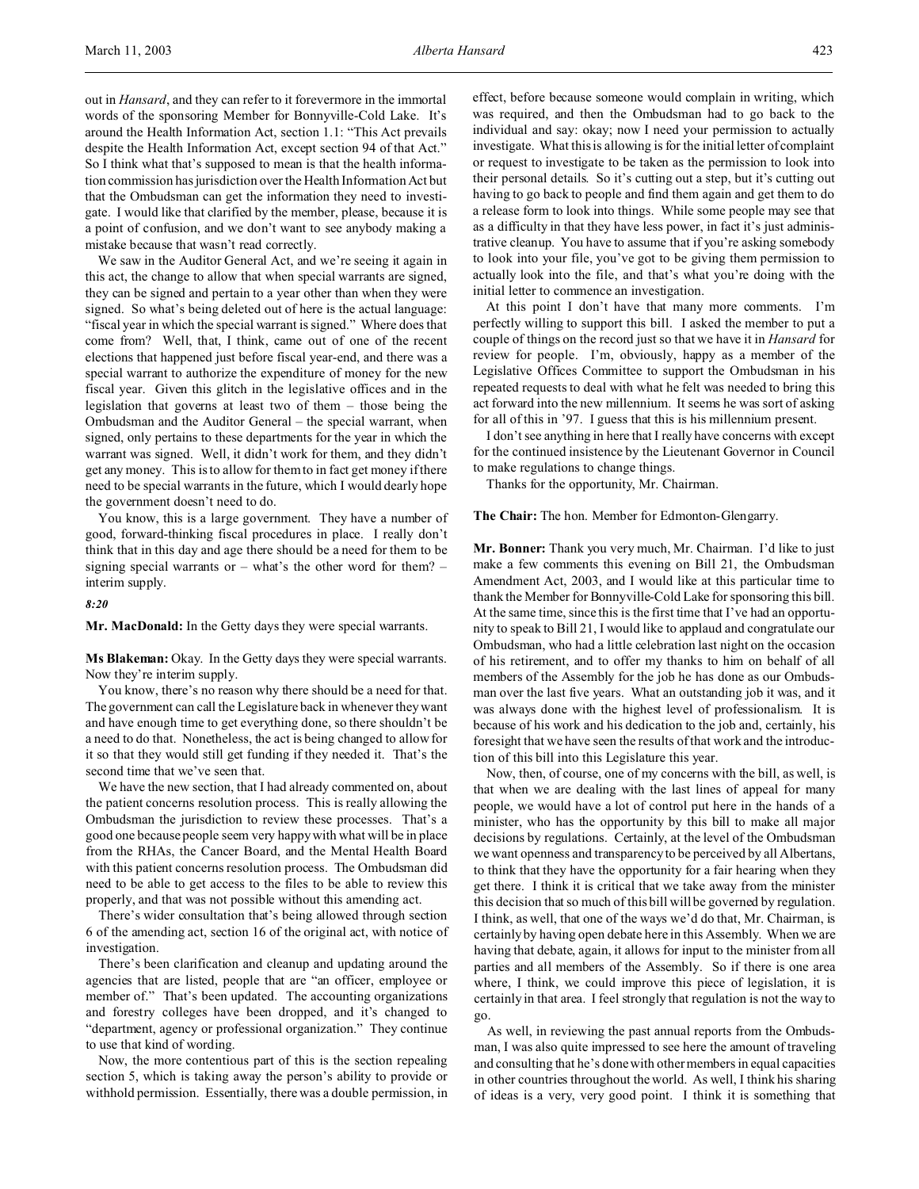out in *Hansard*, and they can refer to it forevermore in the immortal words of the sponsoring Member for Bonnyville-Cold Lake. It's around the Health Information Act, section 1.1: "This Act prevails despite the Health Information Act, except section 94 of that Act." So I think what that's supposed to mean is that the health information commission has jurisdiction over the Health Information Act but that the Ombudsman can get the information they need to investigate. I would like that clarified by the member, please, because it is a point of confusion, and we don't want to see anybody making a mistake because that wasn't read correctly.

We saw in the Auditor General Act, and we're seeing it again in this act, the change to allow that when special warrants are signed, they can be signed and pertain to a year other than when they were signed. So what's being deleted out of here is the actual language: "fiscal year in which the special warrant is signed." Where does that come from? Well, that, I think, came out of one of the recent elections that happened just before fiscal year-end, and there was a special warrant to authorize the expenditure of money for the new fiscal year. Given this glitch in the legislative offices and in the legislation that governs at least two of them – those being the Ombudsman and the Auditor General – the special warrant, when signed, only pertains to these departments for the year in which the warrant was signed. Well, it didn't work for them, and they didn't get any money. This is to allow for them to in fact get money if there need to be special warrants in the future, which I would dearly hope the government doesn't need to do.

You know, this is a large government. They have a number of good, forward-thinking fiscal procedures in place. I really don't think that in this day and age there should be a need for them to be signing special warrants or – what's the other word for them? – interim supply.

*8:20*

**Mr. MacDonald:** In the Getty days they were special warrants.

**Ms Blakeman:** Okay. In the Getty days they were special warrants. Now they're interim supply.

You know, there's no reason why there should be a need for that. The government can call the Legislature back in whenever they want and have enough time to get everything done, so there shouldn't be a need to do that. Nonetheless, the act is being changed to allow for it so that they would still get funding if they needed it. That's the second time that we've seen that.

We have the new section, that I had already commented on, about the patient concerns resolution process. This is really allowing the Ombudsman the jurisdiction to review these processes. That's a good one because people seem very happy with what will be in place from the RHAs, the Cancer Board, and the Mental Health Board with this patient concerns resolution process. The Ombudsman did need to be able to get access to the files to be able to review this properly, and that was not possible without this amending act.

There's wider consultation that's being allowed through section 6 of the amending act, section 16 of the original act, with notice of investigation.

There's been clarification and cleanup and updating around the agencies that are listed, people that are "an officer, employee or member of." That's been updated. The accounting organizations and forestry colleges have been dropped, and it's changed to "department, agency or professional organization." They continue to use that kind of wording.

Now, the more contentious part of this is the section repealing section 5, which is taking away the person's ability to provide or withhold permission. Essentially, there was a double permission, in effect, before because someone would complain in writing, which was required, and then the Ombudsman had to go back to the individual and say: okay; now I need your permission to actually investigate. What this is allowing is for the initial letter of complaint or request to investigate to be taken as the permission to look into their personal details. So it's cutting out a step, but it's cutting out having to go back to people and find them again and get them to do a release form to look into things. While some people may see that as a difficulty in that they have less power, in fact it's just administrative cleanup. You have to assume that if you're asking somebody to look into your file, you've got to be giving them permission to actually look into the file, and that's what you're doing with the initial letter to commence an investigation.

At this point I don't have that many more comments. I'm perfectly willing to support this bill. I asked the member to put a couple of things on the record just so that we have it in *Hansard* for review for people. I'm, obviously, happy as a member of the Legislative Offices Committee to support the Ombudsman in his repeated requests to deal with what he felt was needed to bring this act forward into the new millennium. It seems he was sort of asking for all of this in '97. I guess that this is his millennium present.

I don't see anything in here that I really have concerns with except for the continued insistence by the Lieutenant Governor in Council to make regulations to change things.

Thanks for the opportunity, Mr. Chairman.

**The Chair:** The hon. Member for Edmonton-Glengarry.

**Mr. Bonner:** Thank you very much, Mr. Chairman. I'd like to just make a few comments this evening on Bill 21, the Ombudsman Amendment Act, 2003, and I would like at this particular time to thank the Member for Bonnyville-Cold Lake for sponsoring this bill. At the same time, since this is the first time that I've had an opportunity to speak to Bill 21, I would like to applaud and congratulate our Ombudsman, who had a little celebration last night on the occasion of his retirement, and to offer my thanks to him on behalf of all members of the Assembly for the job he has done as our Ombudsman over the last five years. What an outstanding job it was, and it was always done with the highest level of professionalism. It is because of his work and his dedication to the job and, certainly, his foresight that we have seen the results of that work and the introduction of this bill into this Legislature this year.

Now, then, of course, one of my concerns with the bill, as well, is that when we are dealing with the last lines of appeal for many people, we would have a lot of control put here in the hands of a minister, who has the opportunity by this bill to make all major decisions by regulations. Certainly, at the level of the Ombudsman we want openness and transparency to be perceived by all Albertans, to think that they have the opportunity for a fair hearing when they get there. I think it is critical that we take away from the minister this decision that so much of this bill will be governed by regulation. I think, as well, that one of the ways we'd do that, Mr. Chairman, is certainly by having open debate here in this Assembly. When we are having that debate, again, it allows for input to the minister from all parties and all members of the Assembly. So if there is one area where, I think, we could improve this piece of legislation, it is certainly in that area. I feel strongly that regulation is not the way to go.

As well, in reviewing the past annual reports from the Ombudsman, I was also quite impressed to see here the amount of traveling and consulting that he's done with other members in equal capacities in other countries throughout the world. As well, I think his sharing of ideas is a very, very good point. I think it is something that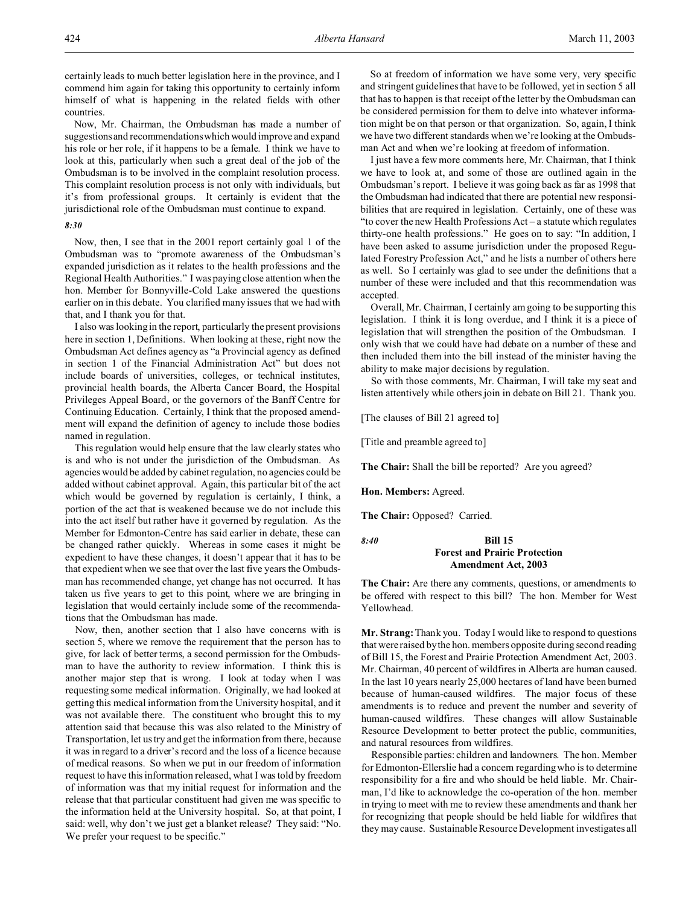certainly leads to much better legislation here in the province, and I commend him again for taking this opportunity to certainly inform himself of what is happening in the related fields with other countries.

Now, Mr. Chairman, the Ombudsman has made a number of suggestions and recommendations which would improve and expand his role or her role, if it happens to be a female. I think we have to look at this, particularly when such a great deal of the job of the Ombudsman is to be involved in the complaint resolution process. This complaint resolution process is not only with individuals, but it's from professional groups. It certainly is evident that the jurisdictional role of the Ombudsman must continue to expand.

*8:30*

Now, then, I see that in the 2001 report certainly goal 1 of the Ombudsman was to "promote awareness of the Ombudsman's expanded jurisdiction as it relates to the health professions and the Regional Health Authorities." I was paying close attention when the hon. Member for Bonnyville-Cold Lake answered the questions earlier on in this debate. You clarified many issues that we had with that, and I thank you for that.

I also was looking in the report, particularly the present provisions here in section 1, Definitions. When looking at these, right now the Ombudsman Act defines agency as "a Provincial agency as defined in section 1 of the Financial Administration Act" but does not include boards of universities, colleges, or technical institutes, provincial health boards, the Alberta Cancer Board, the Hospital Privileges Appeal Board, or the governors of the Banff Centre for Continuing Education. Certainly, I think that the proposed amendment will expand the definition of agency to include those bodies named in regulation.

This regulation would help ensure that the law clearly states who is and who is not under the jurisdiction of the Ombudsman. As agencies would be added by cabinet regulation, no agencies could be added without cabinet approval. Again, this particular bit of the act which would be governed by regulation is certainly, I think, a portion of the act that is weakened because we do not include this into the act itself but rather have it governed by regulation. As the Member for Edmonton-Centre has said earlier in debate, these can be changed rather quickly. Whereas in some cases it might be expedient to have these changes, it doesn't appear that it has to be that expedient when we see that over the last five years the Ombudsman has recommended change, yet change has not occurred. It has taken us five years to get to this point, where we are bringing in legislation that would certainly include some of the recommendations that the Ombudsman has made.

Now, then, another section that I also have concerns with is section 5, where we remove the requirement that the person has to give, for lack of better terms, a second permission for the Ombudsman to have the authority to review information. I think this is another major step that is wrong. I look at today when I was requesting some medical information. Originally, we had looked at getting this medical information from the University hospital, and it was not available there. The constituent who brought this to my attention said that because this was also related to the Ministry of Transportation, let us try and get the information from there, because it was in regard to a driver's record and the loss of a licence because of medical reasons. So when we put in our freedom of information request to have this information released, what I was told by freedom of information was that my initial request for information and the release that that particular constituent had given me was specific to the information held at the University hospital. So, at that point, I said: well, why don't we just get a blanket release? They said: "No. We prefer your request to be specific."

So at freedom of information we have some very, very specific and stringent guidelines that have to be followed, yet in section 5 all that has to happen is that receipt of the letter by the Ombudsman can be considered permission for them to delve into whatever information might be on that person or that organization. So, again, I think we have two different standards when we're looking at the Ombudsman Act and when we're looking at freedom of information.

I just have a few more comments here, Mr. Chairman, that I think we have to look at, and some of those are outlined again in the Ombudsman's report. I believe it was going back as far as 1998 that the Ombudsman had indicated that there are potential new responsibilities that are required in legislation. Certainly, one of these was "to cover the new Health Professions Act – a statute which regulates thirty-one health professions." He goes on to say: "In addition, I have been asked to assume jurisdiction under the proposed Regulated Forestry Profession Act," and he lists a number of others here as well. So I certainly was glad to see under the definitions that a number of these were included and that this recommendation was accepted.

Overall, Mr. Chairman, I certainly am going to be supporting this legislation. I think it is long overdue, and I think it is a piece of legislation that will strengthen the position of the Ombudsman. I only wish that we could have had debate on a number of these and then included them into the bill instead of the minister having the ability to make major decisions by regulation.

So with those comments, Mr. Chairman, I will take my seat and listen attentively while others join in debate on Bill 21. Thank you.

[The clauses of Bill 21 agreed to]

[Title and preamble agreed to]

**The Chair:** Shall the bill be reported? Are you agreed?

**Hon. Members:** Agreed.

**The Chair:** Opposed? Carried.

*8:40*

## Bill 15
## Forest and Prairie Protection Amendment Act, 2003

**The Chair:** Are there any comments, questions, or amendments to be offered with respect to this bill? The hon. Member for West Yellowhead.

**Mr. Strang:** Thank you. Today I would like to respond to questions that were raised by the hon. members opposite during second reading of Bill 15, the Forest and Prairie Protection Amendment Act, 2003. Mr. Chairman, 40 percent of wildfires in Alberta are human caused. In the last 10 years nearly 25,000 hectares of land have been burned because of human-caused wildfires. The major focus of these amendments is to reduce and prevent the number and severity of human-caused wildfires. These changes will allow Sustainable Resource Development to better protect the public, communities, and natural resources from wildfires.

Responsible parties: children and landowners. The hon. Member for Edmonton-Ellerslie had a concern regarding who is to determine responsibility for a fire and who should be held liable. Mr. Chairman, I'd like to acknowledge the co-operation of the hon. member in trying to meet with me to review these amendments and thank her for recognizing that people should be held liable for wildfires that they may cause. Sustainable Resource Development investigates all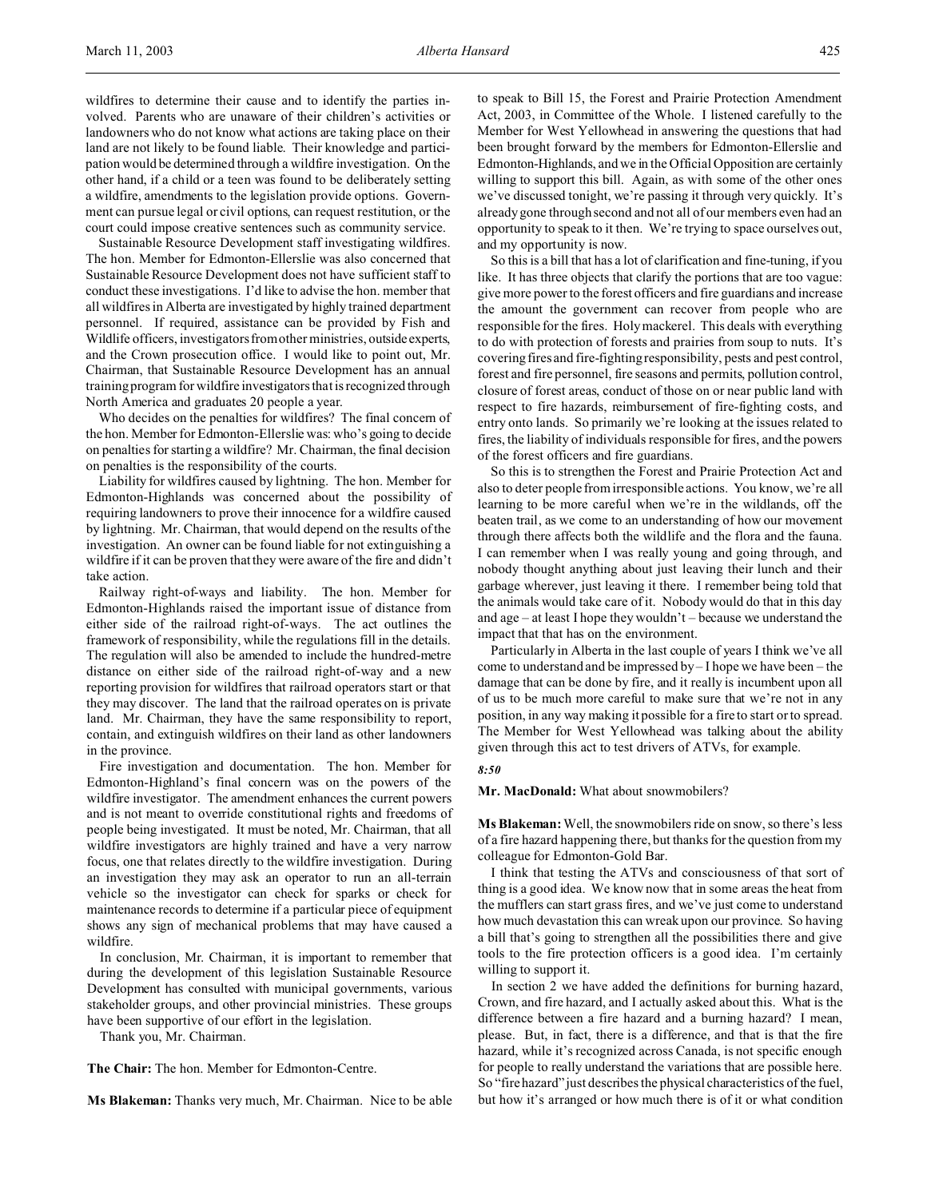wildfires to determine their cause and to identify the parties involved. Parents who are unaware of their children's activities or landowners who do not know what actions are taking place on their land are not likely to be found liable. Their knowledge and participation would be determined through a wildfire investigation. On the other hand, if a child or a teen was found to be deliberately setting a wildfire, amendments to the legislation provide options. Government can pursue legal or civil options, can request restitution, or the court could impose creative sentences such as community service.

Sustainable Resource Development staff investigating wildfires. The hon. Member for Edmonton-Ellerslie was also concerned that Sustainable Resource Development does not have sufficient staff to conduct these investigations. I'd like to advise the hon. member that all wildfires in Alberta are investigated by highly trained department personnel. If required, assistance can be provided by Fish and Wildlife officers, investigators from other ministries, outside experts, and the Crown prosecution office. I would like to point out, Mr. Chairman, that Sustainable Resource Development has an annual training program for wildfire investigators that is recognized through North America and graduates 20 people a year.

Who decides on the penalties for wildfires? The final concern of the hon. Member for Edmonton-Ellerslie was: who's going to decide on penalties for starting a wildfire? Mr. Chairman, the final decision on penalties is the responsibility of the courts.

Liability for wildfires caused by lightning. The hon. Member for Edmonton-Highlands was concerned about the possibility of requiring landowners to prove their innocence for a wildfire caused by lightning. Mr. Chairman, that would depend on the results of the investigation. An owner can be found liable for not extinguishing a wildfire if it can be proven that they were aware of the fire and didn't take action.

Railway right-of-ways and liability. The hon. Member for Edmonton-Highlands raised the important issue of distance from either side of the railroad right-of-ways. The act outlines the framework of responsibility, while the regulations fill in the details. The regulation will also be amended to include the hundred-metre distance on either side of the railroad right-of-way and a new reporting provision for wildfires that railroad operators start or that they may discover. The land that the railroad operates on is private land. Mr. Chairman, they have the same responsibility to report, contain, and extinguish wildfires on their land as other landowners in the province.

Fire investigation and documentation. The hon. Member for Edmonton-Highland's final concern was on the powers of the wildfire investigator. The amendment enhances the current powers and is not meant to override constitutional rights and freedoms of people being investigated. It must be noted, Mr. Chairman, that all wildfire investigators are highly trained and have a very narrow focus, one that relates directly to the wildfire investigation. During an investigation they may ask an operator to run an all-terrain vehicle so the investigator can check for sparks or check for maintenance records to determine if a particular piece of equipment shows any sign of mechanical problems that may have caused a wildfire.

In conclusion, Mr. Chairman, it is important to remember that during the development of this legislation Sustainable Resource Development has consulted with municipal governments, various stakeholder groups, and other provincial ministries. These groups have been supportive of our effort in the legislation.

Thank you, Mr. Chairman.

**The Chair:** The hon. Member for Edmonton-Centre.

**Ms Blakeman:** Thanks very much, Mr. Chairman. Nice to be able to speak to Bill 15, the Forest and Prairie Protection Amendment Act, 2003, in Committee of the Whole. I listened carefully to the Member for West Yellowhead in answering the questions that had been brought forward by the members for Edmonton-Ellerslie and Edmonton-Highlands, and we in the Official Opposition are certainly willing to support this bill. Again, as with some of the other ones we've discussed tonight, we're passing it through very quickly. It's already gone through second and not all of our members even had an opportunity to speak to it then. We're trying to space ourselves out, and my opportunity is now.

So this is a bill that has a lot of clarification and fine-tuning, if you like. It has three objects that clarify the portions that are too vague: give more power to the forest officers and fire guardians and increase the amount the government can recover from people who are responsible for the fires. Holy mackerel. This deals with everything to do with protection of forests and prairies from soup to nuts. It's covering fires and fire-fighting responsibility, pests and pest control, forest and fire personnel, fire seasons and permits, pollution control, closure of forest areas, conduct of those on or near public land with respect to fire hazards, reimbursement of fire-fighting costs, and entry onto lands. So primarily we're looking at the issues related to fires, the liability of individuals responsible for fires, and the powers of the forest officers and fire guardians.

So this is to strengthen the Forest and Prairie Protection Act and also to deter people from irresponsible actions. You know, we're all learning to be more careful when we're in the wildlands, off the beaten trail, as we come to an understanding of how our movement through there affects both the wildlife and the flora and the fauna. I can remember when I was really young and going through, and nobody thought anything about just leaving their lunch and their garbage wherever, just leaving it there. I remember being told that the animals would take care of it. Nobody would do that in this day and age – at least I hope they wouldn't – because we understand the impact that that has on the environment.

Particularly in Alberta in the last couple of years I think we've all come to understand and be impressed by – I hope we have been – the damage that can be done by fire, and it really is incumbent upon all of us to be much more careful to make sure that we're not in any position, in any way making it possible for a fire to start or to spread. The Member for West Yellowhead was talking about the ability given through this act to test drivers of ATVs, for example.

*8:50*

**Mr. MacDonald:** What about snowmobilers?

**Ms Blakeman:** Well, the snowmobilers ride on snow, so there's less of a fire hazard happening there, but thanks for the question from my colleague for Edmonton-Gold Bar.

I think that testing the ATVs and consciousness of that sort of thing is a good idea. We know now that in some areas the heat from the mufflers can start grass fires, and we've just come to understand how much devastation this can wreak upon our province. So having a bill that's going to strengthen all the possibilities there and give tools to the fire protection officers is a good idea. I'm certainly willing to support it.

In section 2 we have added the definitions for burning hazard, Crown, and fire hazard, and I actually asked about this. What is the difference between a fire hazard and a burning hazard? I mean, please. But, in fact, there is a difference, and that is that the fire hazard, while it's recognized across Canada, is not specific enough for people to really understand the variations that are possible here. So "fire hazard" just describes the physical characteristics of the fuel, but how it's arranged or how much there is of it or what condition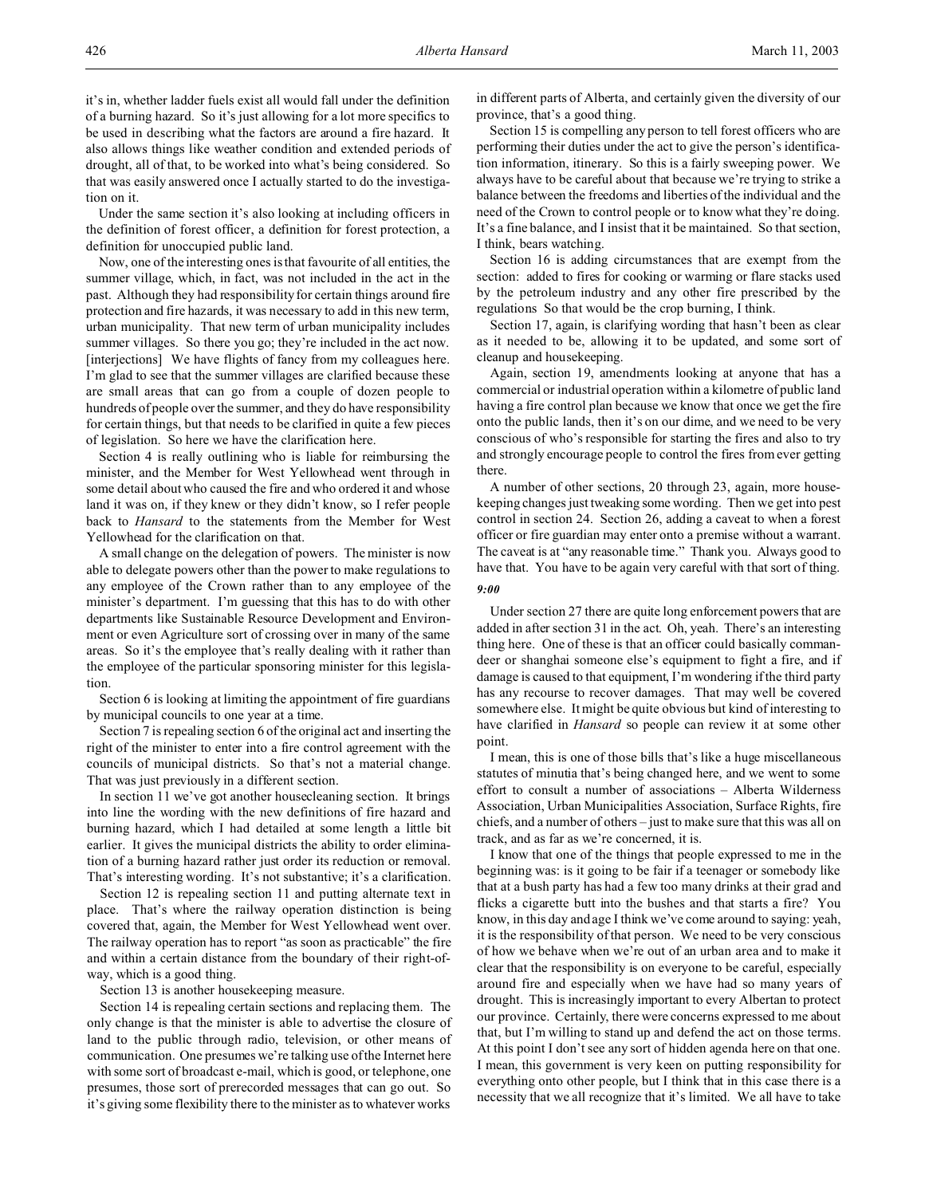it's in, whether ladder fuels exist all would fall under the definition of a burning hazard. So it's just allowing for a lot more specifics to be used in describing what the factors are around a fire hazard. It also allows things like weather condition and extended periods of drought, all of that, to be worked into what's being considered. So that was easily answered once I actually started to do the investigation on it.

Under the same section it's also looking at including officers in the definition of forest officer, a definition for forest protection, a definition for unoccupied public land.

Now, one of the interesting ones is that favourite of all entities, the summer village, which, in fact, was not included in the act in the past. Although they had responsibility for certain things around fire protection and fire hazards, it was necessary to add in this new term, urban municipality. That new term of urban municipality includes summer villages. So there you go; they're included in the act now. [interjections] We have flights of fancy from my colleagues here. I'm glad to see that the summer villages are clarified because these are small areas that can go from a couple of dozen people to hundreds of people over the summer, and they do have responsibility for certain things, but that needs to be clarified in quite a few pieces of legislation. So here we have the clarification here.

Section 4 is really outlining who is liable for reimbursing the minister, and the Member for West Yellowhead went through in some detail about who caused the fire and who ordered it and whose land it was on, if they knew or they didn't know, so I refer people back to *Hansard* to the statements from the Member for West Yellowhead for the clarification on that.

A small change on the delegation of powers. The minister is now able to delegate powers other than the power to make regulations to any employee of the Crown rather than to any employee of the minister's department. I'm guessing that this has to do with other departments like Sustainable Resource Development and Environment or even Agriculture sort of crossing over in many of the same areas. So it's the employee that's really dealing with it rather than the employee of the particular sponsoring minister for this legislation.

Section 6 is looking at limiting the appointment of fire guardians by municipal councils to one year at a time.

Section 7 is repealing section 6 of the original act and inserting the right of the minister to enter into a fire control agreement with the councils of municipal districts. So that's not a material change. That was just previously in a different section.

In section 11 we've got another housecleaning section. It brings into line the wording with the new definitions of fire hazard and burning hazard, which I had detailed at some length a little bit earlier. It gives the municipal districts the ability to order elimination of a burning hazard rather just order its reduction or removal. That's interesting wording. It's not substantive; it's a clarification.

Section 12 is repealing section 11 and putting alternate text in place. That's where the railway operation distinction is being covered that, again, the Member for West Yellowhead went over. The railway operation has to report "as soon as practicable" the fire and within a certain distance from the boundary of their right-of-way, which is a good thing.

Section 13 is another housekeeping measure.

Section 14 is repealing certain sections and replacing them. The only change is that the minister is able to advertise the closure of land to the public through radio, television, or other means of communication. One presumes we're talking use of the Internet here with some sort of broadcast e-mail, which is good, or telephone, one presumes, those sort of prerecorded messages that can go out. So it's giving some flexibility there to the minister as to whatever works in different parts of Alberta, and certainly given the diversity of our province, that's a good thing.

Section 15 is compelling any person to tell forest officers who are performing their duties under the act to give the person's identification information, itinerary. So this is a fairly sweeping power. We always have to be careful about that because we're trying to strike a balance between the freedoms and liberties of the individual and the need of the Crown to control people or to know what they're doing. It's a fine balance, and I insist that it be maintained. So that section, I think, bears watching.

Section 16 is adding circumstances that are exempt from the section: added to fires for cooking or warming or flare stacks used by the petroleum industry and any other fire prescribed by the regulations So that would be the crop burning, I think.

Section 17, again, is clarifying wording that hasn't been as clear as it needed to be, allowing it to be updated, and some sort of cleanup and housekeeping.

Again, section 19, amendments looking at anyone that has a commercial or industrial operation within a kilometre of public land having a fire control plan because we know that once we get the fire onto the public lands, then it's on our dime, and we need to be very conscious of who's responsible for starting the fires and also to try and strongly encourage people to control the fires from ever getting there.

A number of other sections, 20 through 23, again, more housekeeping changes just tweaking some wording. Then we get into pest control in section 24. Section 26, adding a caveat to when a forest officer or fire guardian may enter onto a premise without a warrant. The caveat is at "any reasonable time." Thank you. Always good to have that. You have to be again very careful with that sort of thing.

*9:00*

Under section 27 there are quite long enforcement powers that are added in after section 31 in the act. Oh, yeah. There's an interesting thing here. One of these is that an officer could basically commandeer or shanghai someone else's equipment to fight a fire, and if damage is caused to that equipment, I'm wondering if the third party has any recourse to recover damages. That may well be covered somewhere else. It might be quite obvious but kind of interesting to have clarified in *Hansard* so people can review it at some other point.

I mean, this is one of those bills that's like a huge miscellaneous statutes of minutia that's being changed here, and we went to some effort to consult a number of associations – Alberta Wilderness Association, Urban Municipalities Association, Surface Rights, fire chiefs, and a number of others – just to make sure that this was all on track, and as far as we're concerned, it is.

I know that one of the things that people expressed to me in the beginning was: is it going to be fair if a teenager or somebody like that at a bush party has had a few too many drinks at their grad and flicks a cigarette butt into the bushes and that starts a fire? You know, in this day and age I think we've come around to saying: yeah, it is the responsibility of that person. We need to be very conscious of how we behave when we're out of an urban area and to make it clear that the responsibility is on everyone to be careful, especially around fire and especially when we have had so many years of drought. This is increasingly important to every Albertan to protect our province. Certainly, there were concerns expressed to me about that, but I'm willing to stand up and defend the act on those terms. At this point I don't see any sort of hidden agenda here on that one. I mean, this government is very keen on putting responsibility for everything onto other people, but I think that in this case there is a necessity that we all recognize that it's limited. We all have to take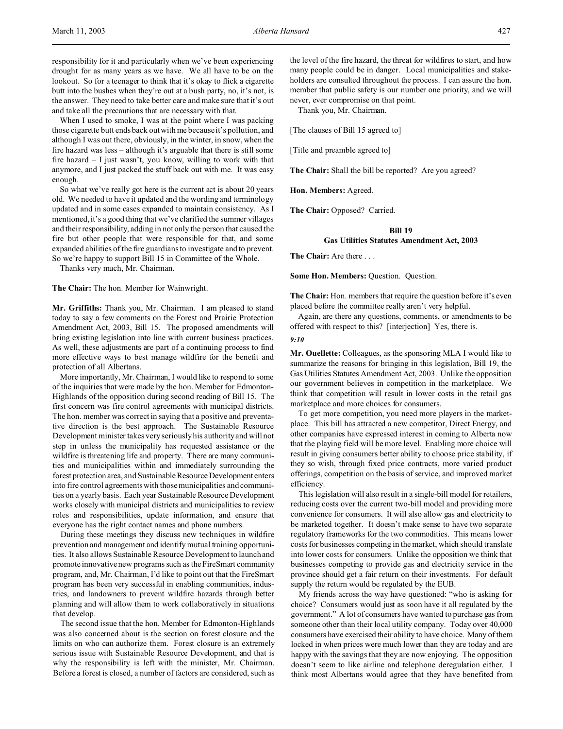responsibility for it and particularly when we've been experiencing drought for as many years as we have. We all have to be on the lookout. So for a teenager to think that it's okay to flick a cigarette butt into the bushes when they're out at a bush party, no, it's not, is the answer. They need to take better care and make sure that it's out and take all the precautions that are necessary with that.

When I used to smoke, I was at the point where I was packing those cigarette butt ends back out with me because it's pollution, and although I was out there, obviously, in the winter, in snow, when the fire hazard was less – although it's arguable that there is still some fire hazard – I just wasn't, you know, willing to work with that anymore, and I just packed the stuff back out with me. It was easy enough.

So what we've really got here is the current act is about 20 years old. We needed to have it updated and the wording and terminology updated and in some cases expanded to maintain consistency. As I mentioned, it's a good thing that we've clarified the summer villages and their responsibility, adding in not only the person that caused the fire but other people that were responsible for that, and some expanded abilities of the fire guardians to investigate and to prevent. So we're happy to support Bill 15 in Committee of the Whole.

Thanks very much, Mr. Chairman.

**The Chair:** The hon. Member for Wainwright.

**Mr. Griffiths:** Thank you, Mr. Chairman. I am pleased to stand today to say a few comments on the Forest and Prairie Protection Amendment Act, 2003, Bill 15. The proposed amendments will bring existing legislation into line with current business practices. As well, these adjustments are part of a continuing process to find more effective ways to best manage wildfire for the benefit and protection of all Albertans.

More importantly, Mr. Chairman, I would like to respond to some of the inquiries that were made by the hon. Member for Edmonton-Highlands of the opposition during second reading of Bill 15. The first concern was fire control agreements with municipal districts. The hon. member was correct in saying that a positive and preventative direction is the best approach. The Sustainable Resource Development minister takes very seriously his authority and will not step in unless the municipality has requested assistance or the wildfire is threatening life and property. There are many communities and municipalities within and immediately surrounding the forest protection area, and Sustainable Resource Development enters into fire control agreements with those municipalities and communities on a yearly basis. Each year Sustainable Resource Development works closely with municipal districts and municipalities to review roles and responsibilities, update information, and ensure that everyone has the right contact names and phone numbers.

During these meetings they discuss new techniques in wildfire prevention and management and identify mutual training opportunities. It also allows Sustainable Resource Development to launch and promote innovative new programs such as the FireSmart community program, and, Mr. Chairman, I'd like to point out that the FireSmart program has been very successful in enabling communities, industries, and landowners to prevent wildfire hazards through better planning and will allow them to work collaboratively in situations that develop.

The second issue that the hon. Member for Edmonton-Highlands was also concerned about is the section on forest closure and the limits on who can authorize them. Forest closure is an extremely serious issue with Sustainable Resource Development, and that is why the responsibility is left with the minister, Mr. Chairman. Before a forest is closed, a number of factors are considered, such as the level of the fire hazard, the threat for wildfires to start, and how many people could be in danger. Local municipalities and stakeholders are consulted throughout the process. I can assure the hon. member that public safety is our number one priority, and we will never, ever compromise on that point.

Thank you, Mr. Chairman.

[The clauses of Bill 15 agreed to]

[Title and preamble agreed to]

**The Chair:** Shall the bill be reported? Are you agreed?

**Hon. Members:** Agreed.

**The Chair:** Opposed? Carried.

## Bill 19
## Gas Utilities Statutes Amendment Act, 2003

**The Chair:** Are there . . .

**Some Hon. Members:** Question. Question.

**The Chair:** Hon. members that require the question before it's even placed before the committee really aren't very helpful.

Again, are there any questions, comments, or amendments to be offered with respect to this? [interjection] Yes, there is.

*9:10*

**Mr. Ouellette:** Colleagues, as the sponsoring MLA I would like to summarize the reasons for bringing in this legislation, Bill 19, the Gas Utilities Statutes Amendment Act, 2003. Unlike the opposition our government believes in competition in the marketplace. We think that competition will result in lower costs in the retail gas marketplace and more choices for consumers.

To get more competition, you need more players in the marketplace. This bill has attracted a new competitor, Direct Energy, and other companies have expressed interest in coming to Alberta now that the playing field will be more level. Enabling more choice will result in giving consumers better ability to choose price stability, if they so wish, through fixed price contracts, more varied product offerings, competition on the basis of service, and improved market efficiency.

This legislation will also result in a single-bill model for retailers, reducing costs over the current two-bill model and providing more convenience for consumers. It will also allow gas and electricity to be marketed together. It doesn't make sense to have two separate regulatory frameworks for the two commodities. This means lower costs for businesses competing in the market, which should translate into lower costs for consumers. Unlike the opposition we think that businesses competing to provide gas and electricity service in the province should get a fair return on their investments. For default supply the return would be regulated by the EUB.

My friends across the way have questioned: "who is asking for choice? Consumers would just as soon have it all regulated by the government." A lot of consumers have wanted to purchase gas from someone other than their local utility company. Today over 40,000 consumers have exercised their ability to have choice. Many of them locked in when prices were much lower than they are today and are happy with the savings that they are now enjoying. The opposition doesn't seem to like airline and telephone deregulation either. I think most Albertans would agree that they have benefited from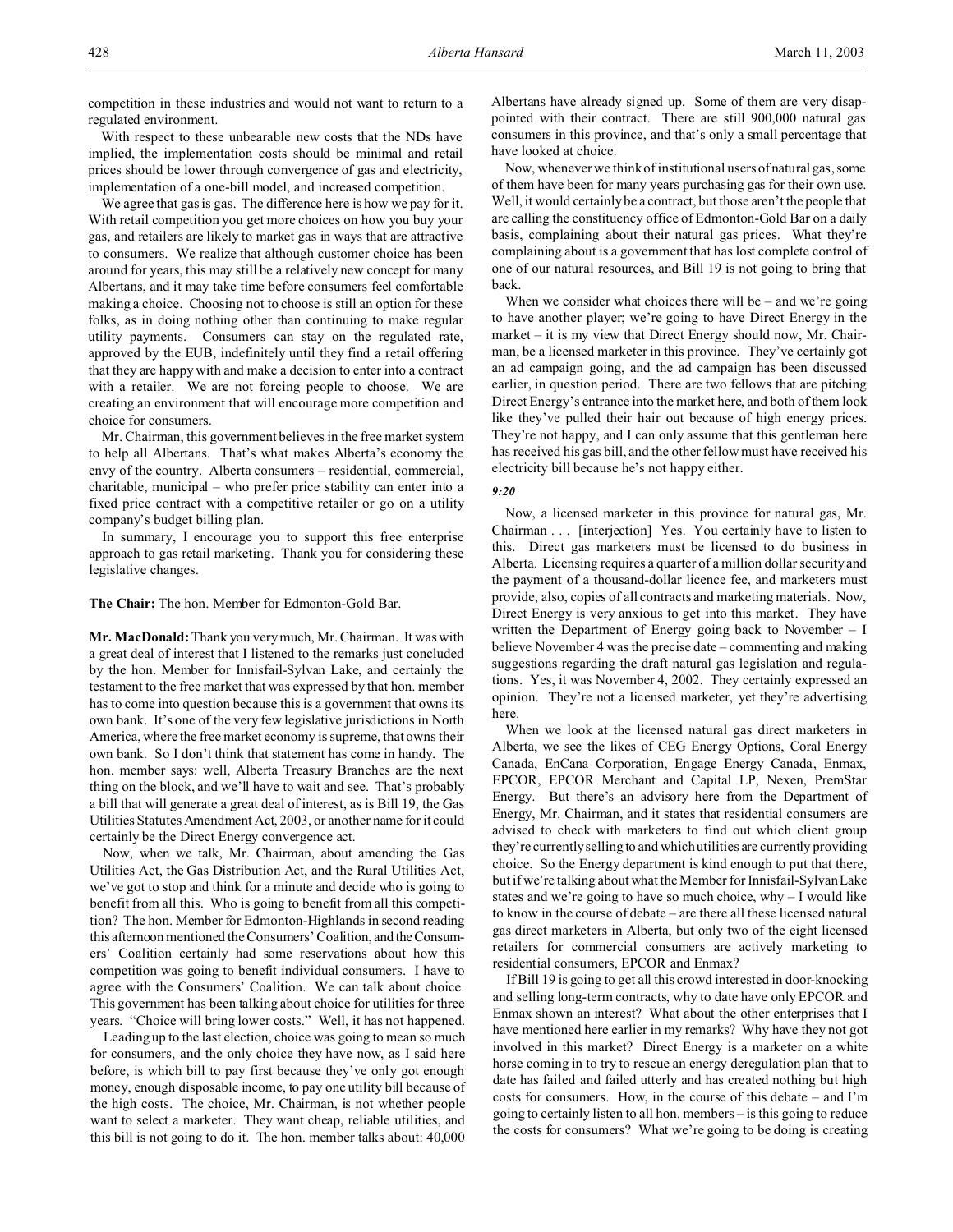competition in these industries and would not want to return to a regulated environment.

With respect to these unbearable new costs that the NDs have implied, the implementation costs should be minimal and retail prices should be lower through convergence of gas and electricity, implementation of a one-bill model, and increased competition.

We agree that gas is gas. The difference here is how we pay for it. With retail competition you get more choices on how you buy your gas, and retailers are likely to market gas in ways that are attractive to consumers. We realize that although customer choice has been around for years, this may still be a relatively new concept for many Albertans, and it may take time before consumers feel comfortable making a choice. Choosing not to choose is still an option for these folks, as in doing nothing other than continuing to make regular utility payments. Consumers can stay on the regulated rate, approved by the EUB, indefinitely until they find a retail offering that they are happy with and make a decision to enter into a contract with a retailer. We are not forcing people to choose. We are creating an environment that will encourage more competition and choice for consumers.

Mr. Chairman, this government believes in the free market system to help all Albertans. That's what makes Alberta's economy the envy of the country. Alberta consumers – residential, commercial, charitable, municipal – who prefer price stability can enter into a fixed price contract with a competitive retailer or go on a utility company's budget billing plan.

In summary, I encourage you to support this free enterprise approach to gas retail marketing. Thank you for considering these legislative changes.

**The Chair:** The hon. Member for Edmonton-Gold Bar.

**Mr. MacDonald:** Thank you very much, Mr. Chairman. It was with a great deal of interest that I listened to the remarks just concluded by the hon. Member for Innisfail-Sylvan Lake, and certainly the testament to the free market that was expressed by that hon. member has to come into question because this is a government that owns its own bank. It's one of the very few legislative jurisdictions in North America, where the free market economy is supreme, that owns their own bank. So I don't think that statement has come in handy. The hon. member says: well, Alberta Treasury Branches are the next thing on the block, and we'll have to wait and see. That's probably a bill that will generate a great deal of interest, as is Bill 19, the Gas Utilities Statutes Amendment Act, 2003, or another name for it could certainly be the Direct Energy convergence act.

Now, when we talk, Mr. Chairman, about amending the Gas Utilities Act, the Gas Distribution Act, and the Rural Utilities Act, we've got to stop and think for a minute and decide who is going to benefit from all this. Who is going to benefit from all this competition? The hon. Member for Edmonton-Highlands in second reading this afternoon mentioned the Consumers' Coalition, and the Consumers' Coalition certainly had some reservations about how this competition was going to benefit individual consumers. I have to agree with the Consumers' Coalition. We can talk about choice. This government has been talking about choice for utilities for three years. "Choice will bring lower costs." Well, it has not happened.

Leading up to the last election, choice was going to mean so much for consumers, and the only choice they have now, as I said here before, is which bill to pay first because they've only got enough money, enough disposable income, to pay one utility bill because of the high costs. The choice, Mr. Chairman, is not whether people want to select a marketer. They want cheap, reliable utilities, and this bill is not going to do it. The hon. member talks about: 40,000 Albertans have already signed up. Some of them are very disappointed with their contract. There are still 900,000 natural gas consumers in this province, and that's only a small percentage that have looked at choice.

Now, whenever we think of institutional users of natural gas, some of them have been for many years purchasing gas for their own use. Well, it would certainly be a contract, but those aren't the people that are calling the constituency office of Edmonton-Gold Bar on a daily basis, complaining about their natural gas prices. What they're complaining about is a government that has lost complete control of one of our natural resources, and Bill 19 is not going to bring that back.

When we consider what choices there will be – and we're going to have another player; we're going to have Direct Energy in the market – it is my view that Direct Energy should now, Mr. Chairman, be a licensed marketer in this province. They've certainly got an ad campaign going, and the ad campaign has been discussed earlier, in question period. There are two fellows that are pitching Direct Energy's entrance into the market here, and both of them look like they've pulled their hair out because of high energy prices. They're not happy, and I can only assume that this gentleman here has received his gas bill, and the other fellow must have received his electricity bill because he's not happy either.

*9:20*

Now, a licensed marketer in this province for natural gas, Mr. Chairman . . . [interjection] Yes. You certainly have to listen to this. Direct gas marketers must be licensed to do business in Alberta. Licensing requires a quarter of a million dollar security and the payment of a thousand-dollar licence fee, and marketers must provide, also, copies of all contracts and marketing materials. Now, Direct Energy is very anxious to get into this market. They have written the Department of Energy going back to November – I believe November 4 was the precise date – commenting and making suggestions regarding the draft natural gas legislation and regulations. Yes, it was November 4, 2002. They certainly expressed an opinion. They're not a licensed marketer, yet they're advertising here.

When we look at the licensed natural gas direct marketers in Alberta, we see the likes of CEG Energy Options, Coral Energy Canada, EnCana Corporation, Engage Energy Canada, Enmax, EPCOR, EPCOR Merchant and Capital LP, Nexen, PremStar Energy. But there's an advisory here from the Department of Energy, Mr. Chairman, and it states that residential consumers are advised to check with marketers to find out which client group they're currently selling to and which utilities are currently providing choice. So the Energy department is kind enough to put that there, but if we're talking about what the Member for Innisfail-Sylvan Lake states and we're going to have so much choice, why – I would like to know in the course of debate – are there all these licensed natural gas direct marketers in Alberta, but only two of the eight licensed retailers for commercial consumers are actively marketing to residential consumers, EPCOR and Enmax?

If Bill 19 is going to get all this crowd interested in door-knocking and selling long-term contracts, why to date have only EPCOR and Enmax shown an interest? What about the other enterprises that I have mentioned here earlier in my remarks? Why have they not got involved in this market? Direct Energy is a marketer on a white horse coming in to try to rescue an energy deregulation plan that to date has failed and failed utterly and has created nothing but high costs for consumers. How, in the course of this debate – and I'm going to certainly listen to all hon. members – is this going to reduce the costs for consumers? What we're going to be doing is creating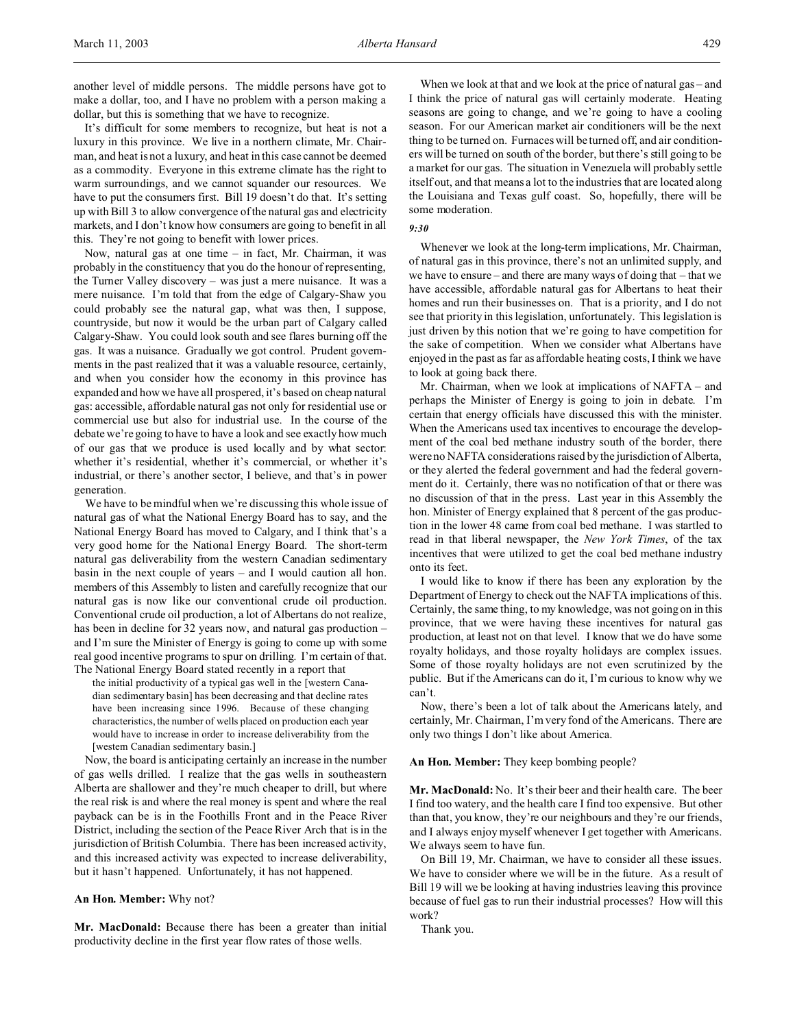another level of middle persons. The middle persons have got to make a dollar, too, and I have no problem with a person making a dollar, but this is something that we have to recognize.

It's difficult for some members to recognize, but heat is not a luxury in this province. We live in a northern climate, Mr. Chairman, and heat is not a luxury, and heat in this case cannot be deemed as a commodity. Everyone in this extreme climate has the right to warm surroundings, and we cannot squander our resources. We have to put the consumers first. Bill 19 doesn't do that. It's setting up with Bill 3 to allow convergence of the natural gas and electricity markets, and I don't know how consumers are going to benefit in all this. They're not going to benefit with lower prices.

Now, natural gas at one time – in fact, Mr. Chairman, it was probably in the constituency that you do the honour of representing, the Turner Valley discovery – was just a mere nuisance. It was a mere nuisance. I'm told that from the edge of Calgary-Shaw you could probably see the natural gap, what was then, I suppose, countryside, but now it would be the urban part of Calgary called Calgary-Shaw. You could look south and see flares burning off the gas. It was a nuisance. Gradually we got control. Prudent governments in the past realized that it was a valuable resource, certainly, and when you consider how the economy in this province has expanded and how we have all prospered, it's based on cheap natural gas: accessible, affordable natural gas not only for residential use or commercial use but also for industrial use. In the course of the debate we're going to have to have a look and see exactly how much of our gas that we produce is used locally and by what sector: whether it's residential, whether it's commercial, or whether it's industrial, or there's another sector, I believe, and that's in power generation.

We have to be mindful when we're discussing this whole issue of natural gas of what the National Energy Board has to say, and the National Energy Board has moved to Calgary, and I think that's a very good home for the National Energy Board. The short-term natural gas deliverability from the western Canadian sedimentary basin in the next couple of years – and I would caution all hon. members of this Assembly to listen and carefully recognize that our natural gas is now like our conventional crude oil production. Conventional crude oil production, a lot of Albertans do not realize, has been in decline for 32 years now, and natural gas production – and I'm sure the Minister of Energy is going to come up with some real good incentive programs to spur on drilling. I'm certain of that. The National Energy Board stated recently in a report that

> the initial productivity of a typical gas well in the [western Canadian sedimentary basin] has been decreasing and that decline rates have been increasing since 1996. Because of these changing characteristics, the number of wells placed on production each year would have to increase in order to increase deliverability from the [western Canadian sedimentary basin.]

Now, the board is anticipating certainly an increase in the number of gas wells drilled. I realize that the gas wells in southeastern Alberta are shallower and they're much cheaper to drill, but where the real risk is and where the real money is spent and where the real payback can be is in the Foothills Front and in the Peace River District, including the section of the Peace River Arch that is in the jurisdiction of British Columbia. There has been increased activity, and this increased activity was expected to increase deliverability, but it hasn't happened. Unfortunately, it has not happened.

**An Hon. Member:** Why not?

**Mr. MacDonald:** Because there has been a greater than initial productivity decline in the first year flow rates of those wells.

When we look at that and we look at the price of natural gas – and I think the price of natural gas will certainly moderate. Heating seasons are going to change, and we're going to have a cooling season. For our American market air conditioners will be the next thing to be turned on. Furnaces will be turned off, and air conditioners will be turned on south of the border, but there's still going to be a market for our gas. The situation in Venezuela will probably settle itself out, and that means a lot to the industries that are located along the Louisiana and Texas gulf coast. So, hopefully, there will be some moderation.

*9:30*

Whenever we look at the long-term implications, Mr. Chairman, of natural gas in this province, there's not an unlimited supply, and we have to ensure – and there are many ways of doing that – that we have accessible, affordable natural gas for Albertans to heat their homes and run their businesses on. That is a priority, and I do not see that priority in this legislation, unfortunately. This legislation is just driven by this notion that we're going to have competition for the sake of competition. When we consider what Albertans have enjoyed in the past as far as affordable heating costs, I think we have to look at going back there.

Mr. Chairman, when we look at implications of NAFTA – and perhaps the Minister of Energy is going to join in debate. I'm certain that energy officials have discussed this with the minister. When the Americans used tax incentives to encourage the development of the coal bed methane industry south of the border, there were no NAFTA considerations raised by the jurisdiction of Alberta, or they alerted the federal government and had the federal government do it. Certainly, there was no notification of that or there was no discussion of that in the press. Last year in this Assembly the hon. Minister of Energy explained that 8 percent of the gas production in the lower 48 came from coal bed methane. I was startled to read in that liberal newspaper, the *New York Times*, of the tax incentives that were utilized to get the coal bed methane industry onto its feet.

I would like to know if there has been any exploration by the Department of Energy to check out the NAFTA implications of this. Certainly, the same thing, to my knowledge, was not going on in this province, that we were having these incentives for natural gas production, at least not on that level. I know that we do have some royalty holidays, and those royalty holidays are complex issues. Some of those royalty holidays are not even scrutinized by the public. But if the Americans can do it, I'm curious to know why we can't.

Now, there's been a lot of talk about the Americans lately, and certainly, Mr. Chairman, I'm very fond of the Americans. There are only two things I don't like about America.

**An Hon. Member:** They keep bombing people?

**Mr. MacDonald:** No. It's their beer and their health care. The beer I find too watery, and the health care I find too expensive. But other than that, you know, they're our neighbours and they're our friends, and I always enjoy myself whenever I get together with Americans. We always seem to have fun.

On Bill 19, Mr. Chairman, we have to consider all these issues. We have to consider where we will be in the future. As a result of Bill 19 will we be looking at having industries leaving this province because of fuel gas to run their industrial processes? How will this work?

Thank you.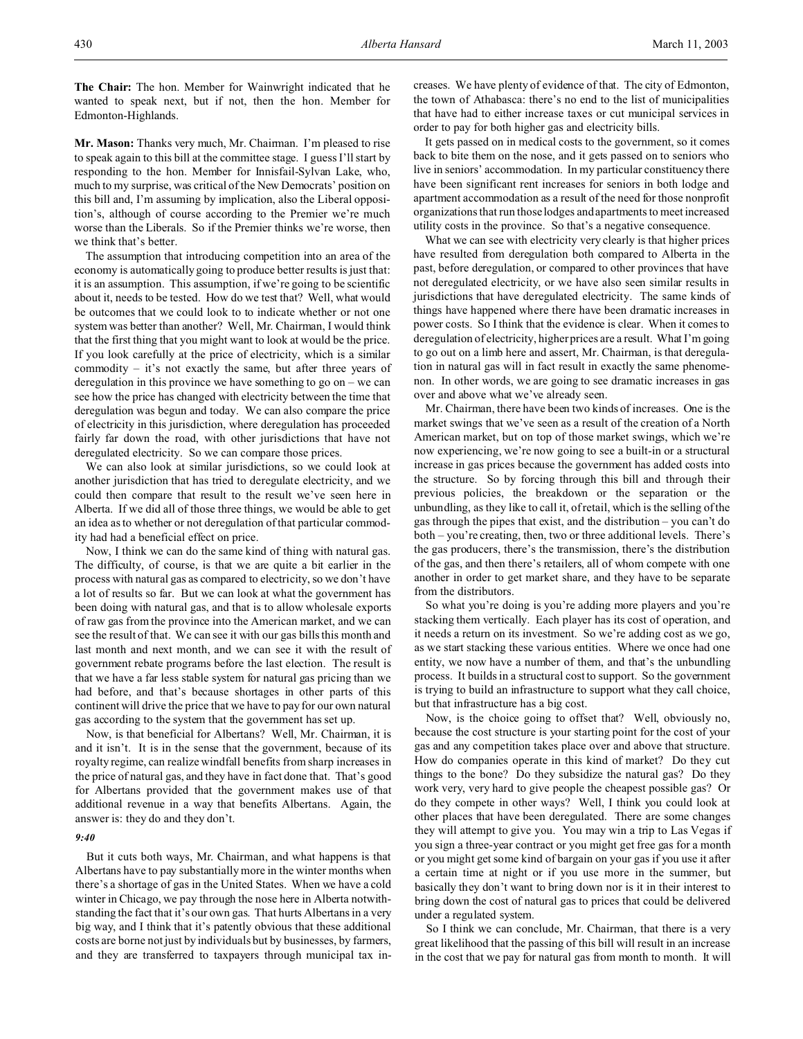**The Chair:** The hon. Member for Wainwright indicated that he wanted to speak next, but if not, then the hon. Member for Edmonton-Highlands.

**Mr. Mason:** Thanks very much, Mr. Chairman. I'm pleased to rise to speak again to this bill at the committee stage. I guess I'll start by responding to the hon. Member for Innisfail-Sylvan Lake, who, much to my surprise, was critical of the New Democrats' position on this bill and, I'm assuming by implication, also the Liberal opposition's, although of course according to the Premier we're much worse than the Liberals. So if the Premier thinks we're worse, then we think that's better.

The assumption that introducing competition into an area of the economy is automatically going to produce better results is just that: it is an assumption. This assumption, if we're going to be scientific about it, needs to be tested. How do we test that? Well, what would be outcomes that we could look to to indicate whether or not one system was better than another? Well, Mr. Chairman, I would think that the first thing that you might want to look at would be the price. If you look carefully at the price of electricity, which is a similar commodity – it's not exactly the same, but after three years of deregulation in this province we have something to go on – we can see how the price has changed with electricity between the time that deregulation was begun and today. We can also compare the price of electricity in this jurisdiction, where deregulation has proceeded fairly far down the road, with other jurisdictions that have not deregulated electricity. So we can compare those prices.

We can also look at similar jurisdictions, so we could look at another jurisdiction that has tried to deregulate electricity, and we could then compare that result to the result we've seen here in Alberta. If we did all of those three things, we would be able to get an idea as to whether or not deregulation of that particular commodity had had a beneficial effect on price.

Now, I think we can do the same kind of thing with natural gas. The difficulty, of course, is that we are quite a bit earlier in the process with natural gas as compared to electricity, so we don't have a lot of results so far. But we can look at what the government has been doing with natural gas, and that is to allow wholesale exports of raw gas from the province into the American market, and we can see the result of that. We can see it with our gas bills this month and last month and next month, and we can see it with the result of government rebate programs before the last election. The result is that we have a far less stable system for natural gas pricing than we had before, and that's because shortages in other parts of this continent will drive the price that we have to pay for our own natural gas according to the system that the government has set up.

Now, is that beneficial for Albertans? Well, Mr. Chairman, it is and it isn't. It is in the sense that the government, because of its royalty regime, can realize windfall benefits from sharp increases in the price of natural gas, and they have in fact done that. That's good for Albertans provided that the government makes use of that additional revenue in a way that benefits Albertans. Again, the answer is: they do and they don't.

*9:40*

But it cuts both ways, Mr. Chairman, and what happens is that Albertans have to pay substantially more in the winter months when there's a shortage of gas in the United States. When we have a cold winter in Chicago, we pay through the nose here in Alberta notwithstanding the fact that it's our own gas. That hurts Albertans in a very big way, and I think that it's patently obvious that these additional costs are borne not just by individuals but by businesses, by farmers, and they are transferred to taxpayers through municipal tax increases. We have plenty of evidence of that. The city of Edmonton, the town of Athabasca: there's no end to the list of municipalities that have had to either increase taxes or cut municipal services in order to pay for both higher gas and electricity bills.

It gets passed on in medical costs to the government, so it comes back to bite them on the nose, and it gets passed on to seniors who live in seniors' accommodation. In my particular constituency there have been significant rent increases for seniors in both lodge and apartment accommodation as a result of the need for those nonprofit organizations that run those lodges and apartments to meet increased utility costs in the province. So that's a negative consequence.

What we can see with electricity very clearly is that higher prices have resulted from deregulation both compared to Alberta in the past, before deregulation, or compared to other provinces that have not deregulated electricity, or we have also seen similar results in jurisdictions that have deregulated electricity. The same kinds of things have happened where there have been dramatic increases in power costs. So I think that the evidence is clear. When it comes to deregulation of electricity, higher prices are a result. What I'm going to go out on a limb here and assert, Mr. Chairman, is that deregulation in natural gas will in fact result in exactly the same phenomenon. In other words, we are going to see dramatic increases in gas over and above what we've already seen.

Mr. Chairman, there have been two kinds of increases. One is the market swings that we've seen as a result of the creation of a North American market, but on top of those market swings, which we're now experiencing, we're now going to see a built-in or a structural increase in gas prices because the government has added costs into the structure. So by forcing through this bill and through their previous policies, the breakdown or the separation or the unbundling, as they like to call it, of retail, which is the selling of the gas through the pipes that exist, and the distribution – you can't do both – you're creating, then, two or three additional levels. There's the gas producers, there's the transmission, there's the distribution of the gas, and then there's retailers, all of whom compete with one another in order to get market share, and they have to be separate from the distributors.

So what you're doing is you're adding more players and you're stacking them vertically. Each player has its cost of operation, and it needs a return on its investment. So we're adding cost as we go, as we start stacking these various entities. Where we once had one entity, we now have a number of them, and that's the unbundling process. It builds in a structural cost to support. So the government is trying to build an infrastructure to support what they call choice, but that infrastructure has a big cost.

Now, is the choice going to offset that? Well, obviously no, because the cost structure is your starting point for the cost of your gas and any competition takes place over and above that structure. How do companies operate in this kind of market? Do they cut things to the bone? Do they subsidize the natural gas? Do they work very, very hard to give people the cheapest possible gas? Or do they compete in other ways? Well, I think you could look at other places that have been deregulated. There are some changes they will attempt to give you. You may win a trip to Las Vegas if you sign a three-year contract or you might get free gas for a month or you might get some kind of bargain on your gas if you use it after a certain time at night or if you use more in the summer, but basically they don't want to bring down nor is it in their interest to bring down the cost of natural gas to prices that could be delivered under a regulated system.

So I think we can conclude, Mr. Chairman, that there is a very great likelihood that the passing of this bill will result in an increase in the cost that we pay for natural gas from month to month. It will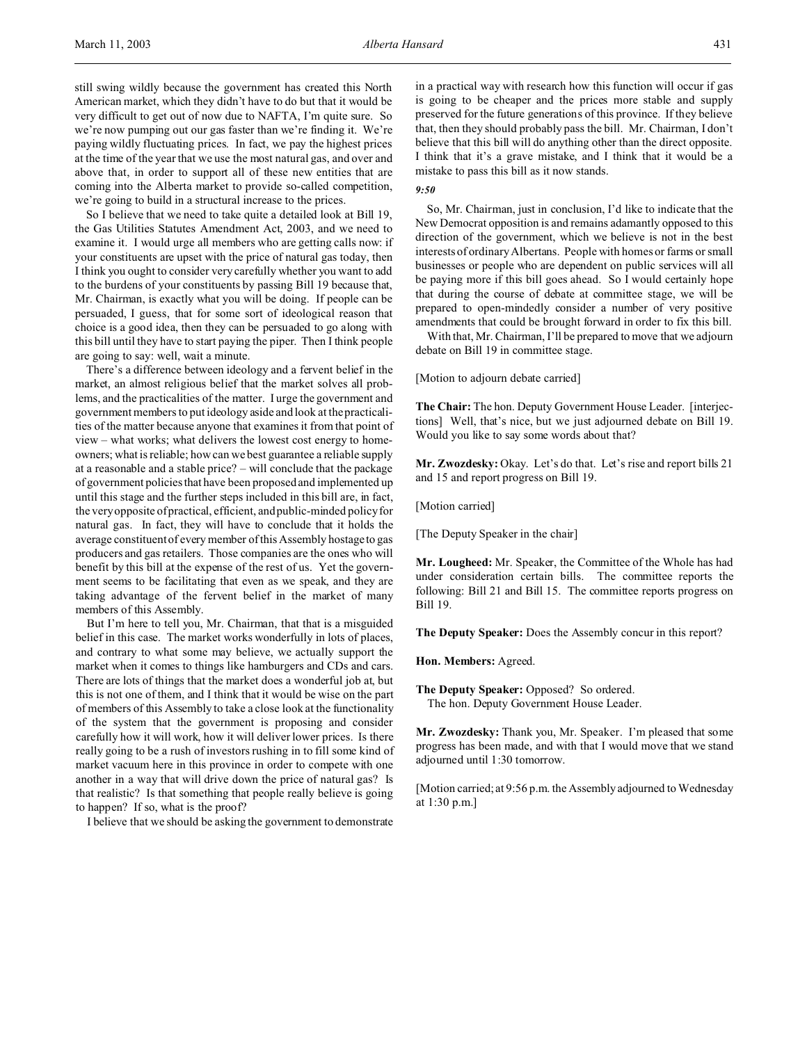still swing wildly because the government has created this North American market, which they didn't have to do but that it would be very difficult to get out of now due to NAFTA, I'm quite sure. So we're now pumping out our gas faster than we're finding it. We're paying wildly fluctuating prices. In fact, we pay the highest prices at the time of the year that we use the most natural gas, and over and above that, in order to support all of these new entities that are coming into the Alberta market to provide so-called competition, we're going to build in a structural increase to the prices.

So I believe that we need to take quite a detailed look at Bill 19, the Gas Utilities Statutes Amendment Act, 2003, and we need to examine it. I would urge all members who are getting calls now: if your constituents are upset with the price of natural gas today, then I think you ought to consider very carefully whether you want to add to the burdens of your constituents by passing Bill 19 because that, Mr. Chairman, is exactly what you will be doing. If people can be persuaded, I guess, that for some sort of ideological reason that choice is a good idea, then they can be persuaded to go along with this bill until they have to start paying the piper. Then I think people are going to say: well, wait a minute.

There's a difference between ideology and a fervent belief in the market, an almost religious belief that the market solves all problems, and the practicalities of the matter. I urge the government and government members to put ideology aside and look at the practicalities of the matter because anyone that examines it from that point of view – what works; what delivers the lowest cost energy to homeowners; what is reliable; how can we best guarantee a reliable supply at a reasonable and a stable price? – will conclude that the package of government policies that have been proposed and implemented up until this stage and the further steps included in this bill are, in fact, the very opposite of practical, efficient, and public-minded policy for natural gas. In fact, they will have to conclude that it holds the average constituent of every member of this Assembly hostage to gas producers and gas retailers. Those companies are the ones who will benefit by this bill at the expense of the rest of us. Yet the government seems to be facilitating that even as we speak, and they are taking advantage of the fervent belief in the market of many members of this Assembly.

But I'm here to tell you, Mr. Chairman, that that is a misguided belief in this case. The market works wonderfully in lots of places, and contrary to what some may believe, we actually support the market when it comes to things like hamburgers and CDs and cars. There are lots of things that the market does a wonderful job at, but this is not one of them, and I think that it would be wise on the part of members of this Assembly to take a close look at the functionality of the system that the government is proposing and consider carefully how it will work, how it will deliver lower prices. Is there really going to be a rush of investors rushing in to fill some kind of market vacuum here in this province in order to compete with one another in a way that will drive down the price of natural gas? Is that realistic? Is that something that people really believe is going to happen? If so, what is the proof?

I believe that we should be asking the government to demonstrate in a practical way with research how this function will occur if gas is going to be cheaper and the prices more stable and supply preserved for the future generations of this province. If they believe that, then they should probably pass the bill. Mr. Chairman, I don't believe that this bill will do anything other than the direct opposite. I think that it's a grave mistake, and I think that it would be a mistake to pass this bill as it now stands.

*9:50*

So, Mr. Chairman, just in conclusion, I'd like to indicate that the New Democrat opposition is and remains adamantly opposed to this direction of the government, which we believe is not in the best interests of ordinary Albertans. People with homes or farms or small businesses or people who are dependent on public services will all be paying more if this bill goes ahead. So I would certainly hope that during the course of debate at committee stage, we will be prepared to open-mindedly consider a number of very positive amendments that could be brought forward in order to fix this bill.

With that, Mr. Chairman, I'll be prepared to move that we adjourn debate on Bill 19 in committee stage.

[Motion to adjourn debate carried]

**The Chair:** The hon. Deputy Government House Leader. [interjections] Well, that's nice, but we just adjourned debate on Bill 19. Would you like to say some words about that?

**Mr. Zwozdesky:** Okay. Let's do that. Let's rise and report bills 21 and 15 and report progress on Bill 19.

[Motion carried]

[The Deputy Speaker in the chair]

**Mr. Lougheed:** Mr. Speaker, the Committee of the Whole has had under consideration certain bills. The committee reports the following: Bill 21 and Bill 15. The committee reports progress on Bill 19.

**The Deputy Speaker:** Does the Assembly concur in this report?

**Hon. Members:** Agreed.

**The Deputy Speaker:** Opposed? So ordered.
The hon. Deputy Government House Leader.

**Mr. Zwozdesky:** Thank you, Mr. Speaker. I'm pleased that some progress has been made, and with that I would move that we stand adjourned until 1:30 tomorrow.

[Motion carried; at 9:56 p.m. the Assembly adjourned to Wednesday at 1:30 p.m.]